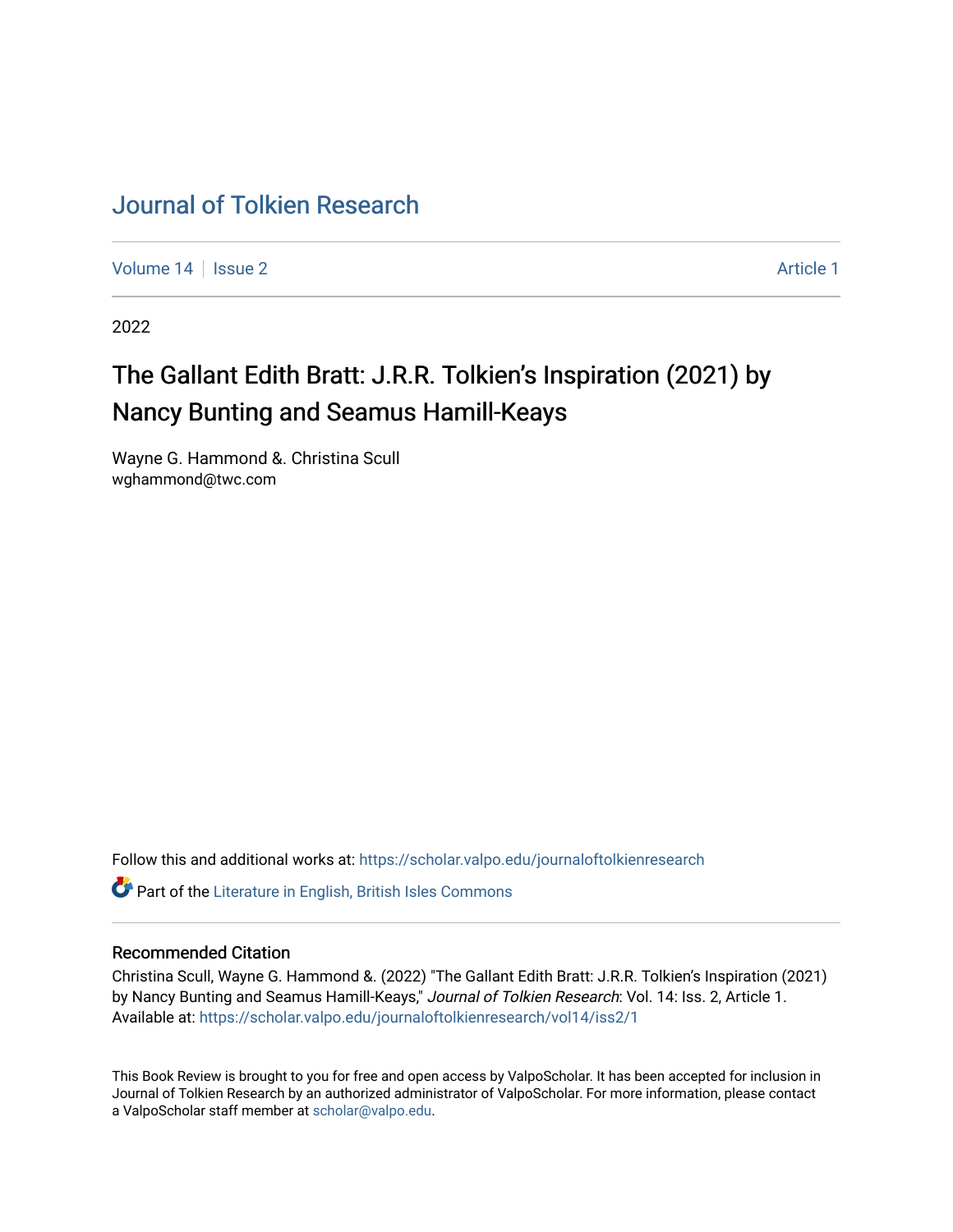# Journal of Tolkien Research

Volume 14 | Issue 2 | Article 1

2022

## The Gallant Edith Bratt: J.R.R. Tolkien's Inspiration (2021) by Nancy Bunting and Seamus Hamill-Keays

Wayne G. Hammond &. Christina Scull
wghammond@twc.com

Follow this and additional works at: https://scholar.valpo.edu/journaloftolkienresearch

Part of the Literature in English, British Isles Commons

### Recommended Citation

Christina Scull, Wayne G. Hammond &. (2022) "The Gallant Edith Bratt: J.R.R. Tolkien's Inspiration (2021) by Nancy Bunting and Seamus Hamill-Keays," *Journal of Tolkien Research*: Vol. 14: Iss. 2, Article 1.
Available at: https://scholar.valpo.edu/journaloftolkienresearch/vol14/iss2/1

This Book Review is brought to you for free and open access by ValpoScholar. It has been accepted for inclusion in Journal of Tolkien Research by an authorized administrator of ValpoScholar. For more information, please contact a ValpoScholar staff member at scholar@valpo.edu.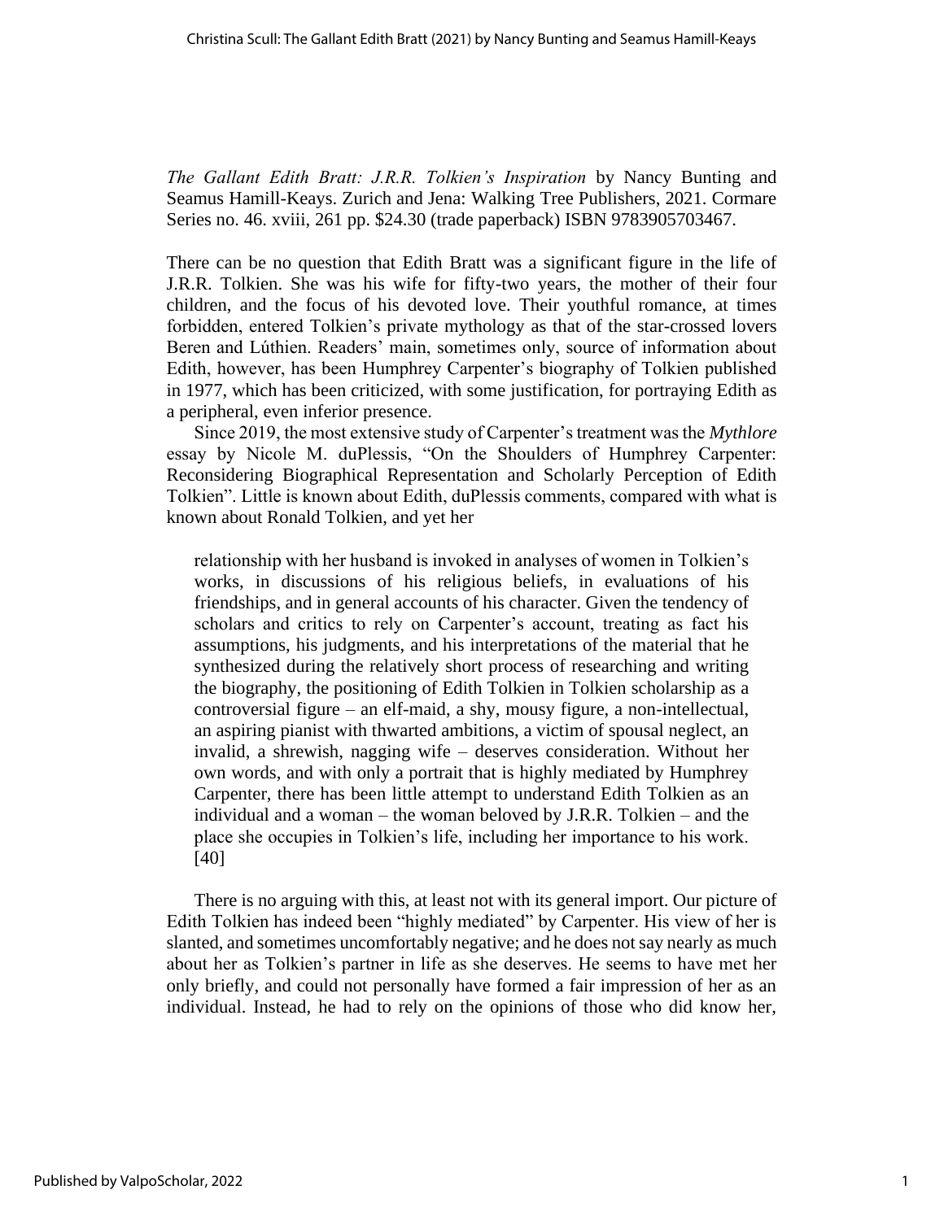*The Gallant Edith Bratt: J.R.R. Tolkien's Inspiration* by Nancy Bunting and Seamus Hamill-Keays. Zurich and Jena: Walking Tree Publishers, 2021. Cormare Series no. 46. xviii, 261 pp. $24.30 (trade paperback) ISBN 9783905703467.

There can be no question that Edith Bratt was a significant figure in the life of J.R.R. Tolkien. She was his wife for fifty-two years, the mother of their four children, and the focus of his devoted love. Their youthful romance, at times forbidden, entered Tolkien's private mythology as that of the star-crossed lovers Beren and Lúthien. Readers' main, sometimes only, source of information about Edith, however, has been Humphrey Carpenter's biography of Tolkien published in 1977, which has been criticized, with some justification, for portraying Edith as a peripheral, even inferior presence.

Since 2019, the most extensive study of Carpenter's treatment was the *Mythlore* essay by Nicole M. duPlessis, "On the Shoulders of Humphrey Carpenter: Reconsidering Biographical Representation and Scholarly Perception of Edith Tolkien". Little is known about Edith, duPlessis comments, compared with what is known about Ronald Tolkien, and yet her

> relationship with her husband is invoked in analyses of women in Tolkien's works, in discussions of his religious beliefs, in evaluations of his friendships, and in general accounts of his character. Given the tendency of scholars and critics to rely on Carpenter's account, treating as fact his assumptions, his judgments, and his interpretations of the material that he synthesized during the relatively short process of researching and writing the biography, the positioning of Edith Tolkien in Tolkien scholarship as a controversial figure – an elf-maid, a shy, mousy figure, a non-intellectual, an aspiring pianist with thwarted ambitions, a victim of spousal neglect, an invalid, a shrewish, nagging wife – deserves consideration. Without her own words, and with only a portrait that is highly mediated by Humphrey Carpenter, there has been little attempt to understand Edith Tolkien as an individual and a woman – the woman beloved by J.R.R. Tolkien – and the place she occupies in Tolkien's life, including her importance to his work. [40]

There is no arguing with this, at least not with its general import. Our picture of Edith Tolkien has indeed been "highly mediated" by Carpenter. His view of her is slanted, and sometimes uncomfortably negative; and he does not say nearly as much about her as Tolkien's partner in life as she deserves. He seems to have met her only briefly, and could not personally have formed a fair impression of her as an individual. Instead, he had to rely on the opinions of those who did know her,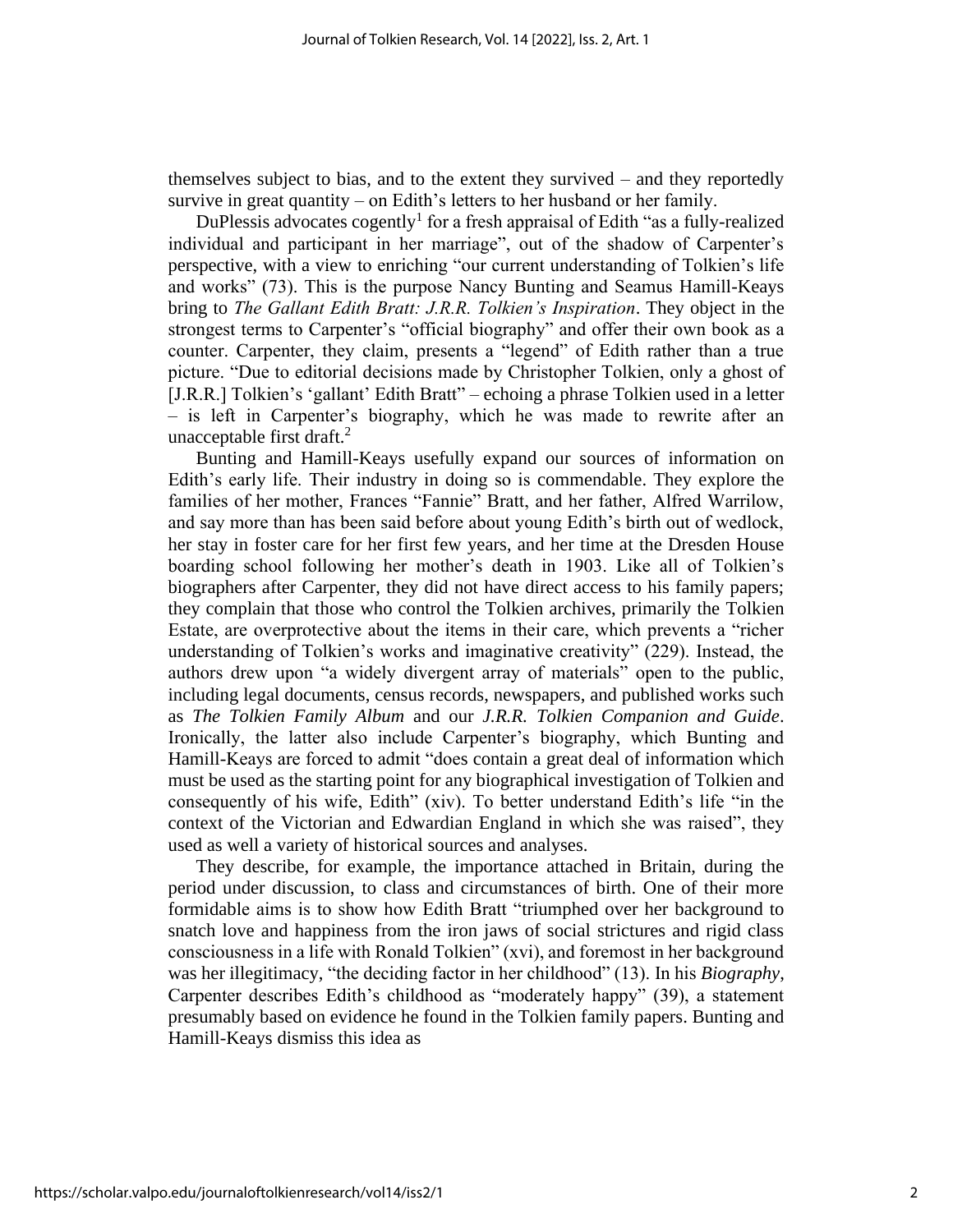themselves subject to bias, and to the extent they survived – and they reportedly survive in great quantity – on Edith's letters to her husband or her family.

DuPlessis advocates cogently[1] for a fresh appraisal of Edith "as a fully-realized individual and participant in her marriage", out of the shadow of Carpenter's perspective, with a view to enriching "our current understanding of Tolkien's life and works" (73). This is the purpose Nancy Bunting and Seamus Hamill-Keays bring to *The Gallant Edith Bratt: J.R.R. Tolkien's Inspiration*. They object in the strongest terms to Carpenter's "official biography" and offer their own book as a counter. Carpenter, they claim, presents a "legend" of Edith rather than a true picture. "Due to editorial decisions made by Christopher Tolkien, only a ghost of [J.R.R.] Tolkien's 'gallant' Edith Bratt" – echoing a phrase Tolkien used in a letter – is left in Carpenter's biography, which he was made to rewrite after an unacceptable first draft.[2]

Bunting and Hamill-Keays usefully expand our sources of information on Edith's early life. Their industry in doing so is commendable. They explore the families of her mother, Frances "Fannie" Bratt, and her father, Alfred Warrilow, and say more than has been said before about young Edith's birth out of wedlock, her stay in foster care for her first few years, and her time at the Dresden House boarding school following her mother's death in 1903. Like all of Tolkien's biographers after Carpenter, they did not have direct access to his family papers; they complain that those who control the Tolkien archives, primarily the Tolkien Estate, are overprotective about the items in their care, which prevents a "richer understanding of Tolkien's works and imaginative creativity" (229). Instead, the authors drew upon "a widely divergent array of materials" open to the public, including legal documents, census records, newspapers, and published works such as *The Tolkien Family Album* and our *J.R.R. Tolkien Companion and Guide*. Ironically, the latter also include Carpenter's biography, which Bunting and Hamill-Keays are forced to admit "does contain a great deal of information which must be used as the starting point for any biographical investigation of Tolkien and consequently of his wife, Edith" (xiv). To better understand Edith's life "in the context of the Victorian and Edwardian England in which she was raised", they used as well a variety of historical sources and analyses.

They describe, for example, the importance attached in Britain, during the period under discussion, to class and circumstances of birth. One of their more formidable aims is to show how Edith Bratt "triumphed over her background to snatch love and happiness from the iron jaws of social strictures and rigid class consciousness in a life with Ronald Tolkien" (xvi), and foremost in her background was her illegitimacy, "the deciding factor in her childhood" (13). In his *Biography*, Carpenter describes Edith's childhood as "moderately happy" (39), a statement presumably based on evidence he found in the Tolkien family papers. Bunting and Hamill-Keays dismiss this idea as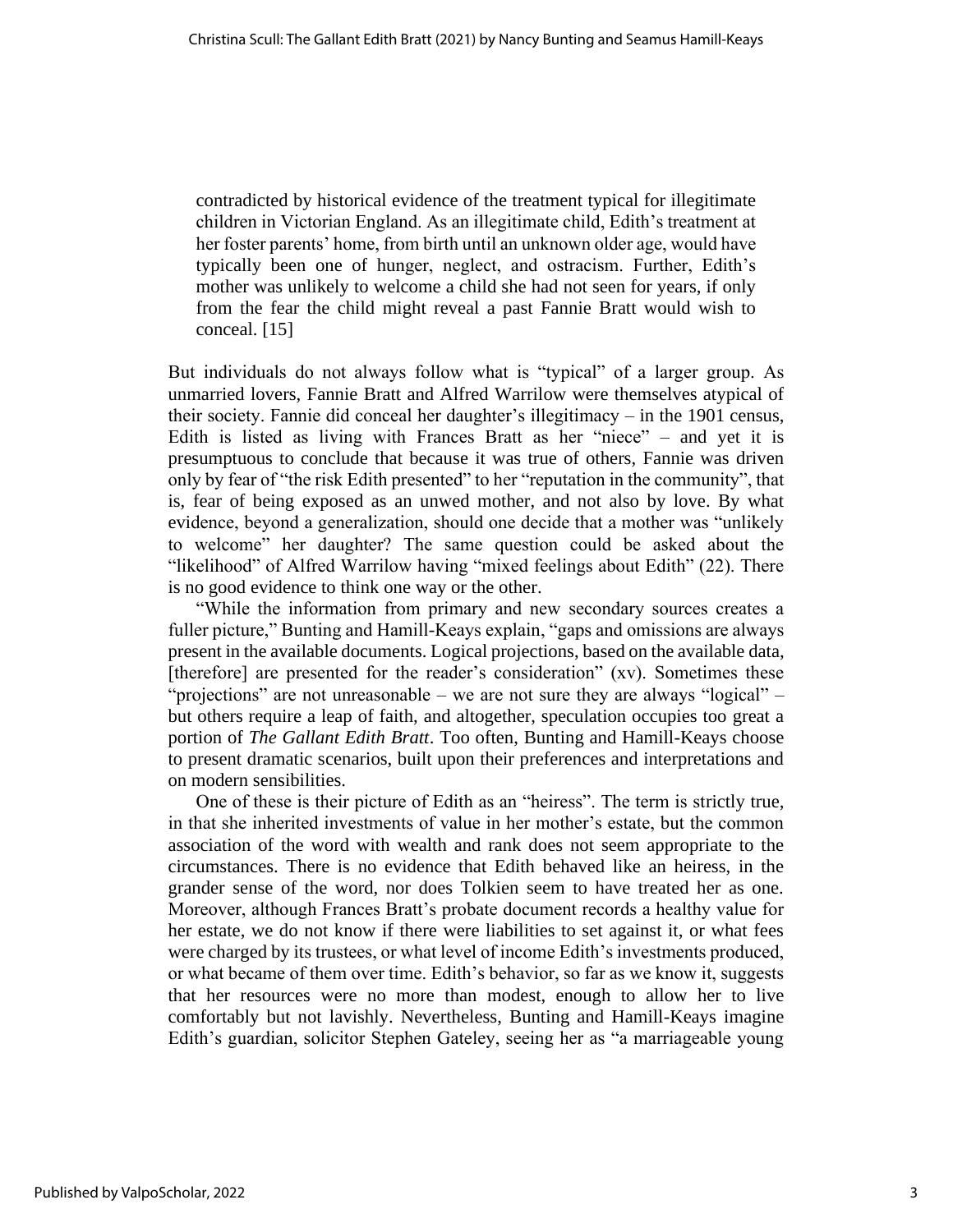> contradicted by historical evidence of the treatment typical for illegitimate children in Victorian England. As an illegitimate child, Edith's treatment at her foster parents' home, from birth until an unknown older age, would have typically been one of hunger, neglect, and ostracism. Further, Edith's mother was unlikely to welcome a child she had not seen for years, if only from the fear the child might reveal a past Fannie Bratt would wish to conceal. [15]

But individuals do not always follow what is "typical" of a larger group. As unmarried lovers, Fannie Bratt and Alfred Warrilow were themselves atypical of their society. Fannie did conceal her daughter's illegitimacy – in the 1901 census, Edith is listed as living with Frances Bratt as her "niece" – and yet it is presumptuous to conclude that because it was true of others, Fannie was driven only by fear of "the risk Edith presented" to her "reputation in the community", that is, fear of being exposed as an unwed mother, and not also by love. By what evidence, beyond a generalization, should one decide that a mother was "unlikely to welcome" her daughter? The same question could be asked about the "likelihood" of Alfred Warrilow having "mixed feelings about Edith" (22). There is no good evidence to think one way or the other.

"While the information from primary and new secondary sources creates a fuller picture," Bunting and Hamill-Keays explain, "gaps and omissions are always present in the available documents. Logical projections, based on the available data, [therefore] are presented for the reader's consideration" (xv). Sometimes these "projections" are not unreasonable – we are not sure they are always "logical" – but others require a leap of faith, and altogether, speculation occupies too great a portion of *The Gallant Edith Bratt*. Too often, Bunting and Hamill-Keays choose to present dramatic scenarios, built upon their preferences and interpretations and on modern sensibilities.

One of these is their picture of Edith as an "heiress". The term is strictly true, in that she inherited investments of value in her mother's estate, but the common association of the word with wealth and rank does not seem appropriate to the circumstances. There is no evidence that Edith behaved like an heiress, in the grander sense of the word, nor does Tolkien seem to have treated her as one. Moreover, although Frances Bratt's probate document records a healthy value for her estate, we do not know if there were liabilities to set against it, or what fees were charged by its trustees, or what level of income Edith's investments produced, or what became of them over time. Edith's behavior, so far as we know it, suggests that her resources were no more than modest, enough to allow her to live comfortably but not lavishly. Nevertheless, Bunting and Hamill-Keays imagine Edith's guardian, solicitor Stephen Gateley, seeing her as "a marriageable young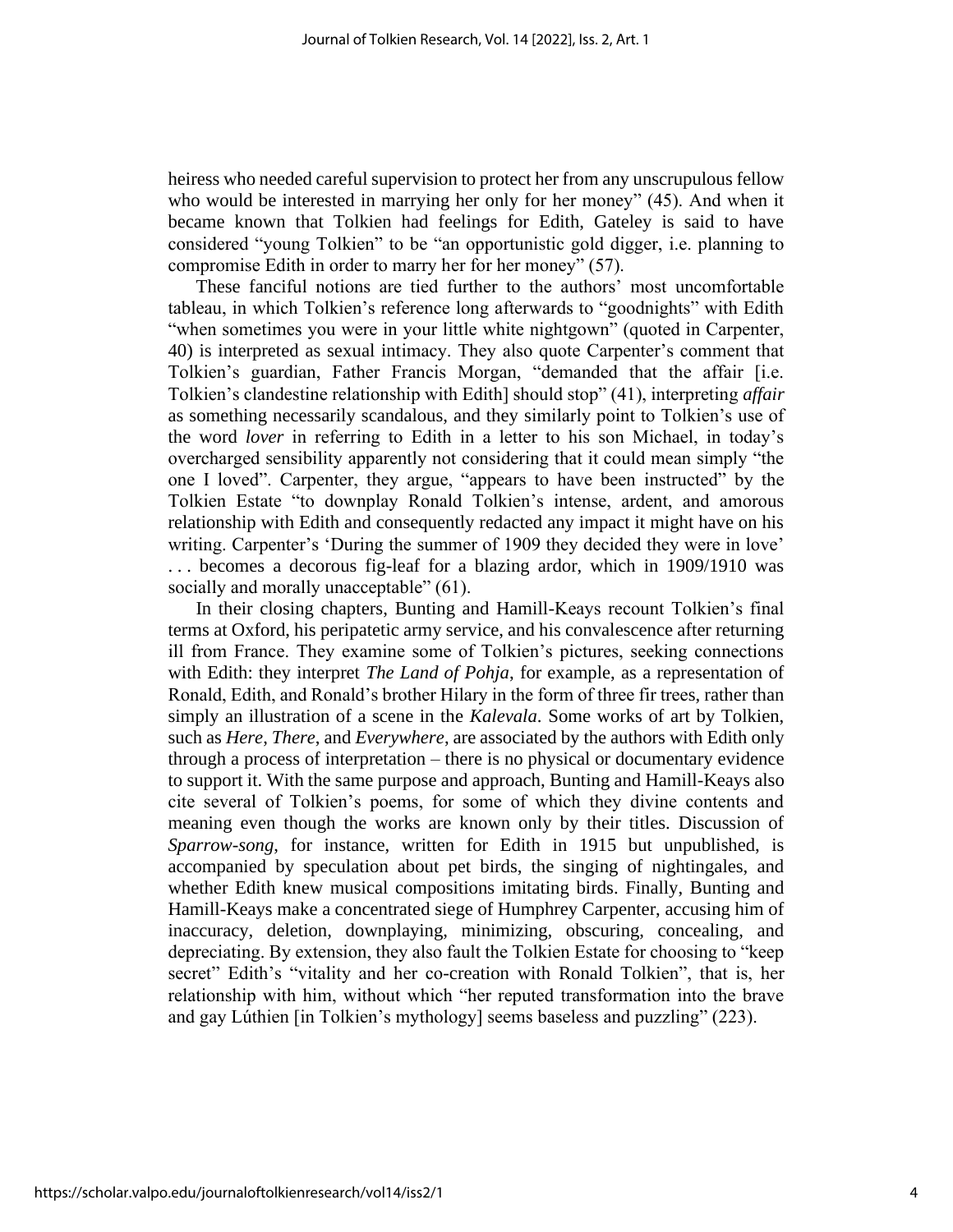heiress who needed careful supervision to protect her from any unscrupulous fellow who would be interested in marrying her only for her money" (45). And when it became known that Tolkien had feelings for Edith, Gateley is said to have considered "young Tolkien" to be "an opportunistic gold digger, i.e. planning to compromise Edith in order to marry her for her money" (57).

These fanciful notions are tied further to the authors' most uncomfortable tableau, in which Tolkien's reference long afterwards to "goodnights" with Edith "when sometimes you were in your little white nightgown" (quoted in Carpenter, 40) is interpreted as sexual intimacy. They also quote Carpenter's comment that Tolkien's guardian, Father Francis Morgan, "demanded that the affair [i.e. Tolkien's clandestine relationship with Edith] should stop" (41), interpreting *affair* as something necessarily scandalous, and they similarly point to Tolkien's use of the word *lover* in referring to Edith in a letter to his son Michael, in today's overcharged sensibility apparently not considering that it could mean simply "the one I loved". Carpenter, they argue, "appears to have been instructed" by the Tolkien Estate "to downplay Ronald Tolkien's intense, ardent, and amorous relationship with Edith and consequently redacted any impact it might have on his writing. Carpenter's 'During the summer of 1909 they decided they were in love' . . . becomes a decorous fig-leaf for a blazing ardor, which in 1909/1910 was socially and morally unacceptable" (61).

In their closing chapters, Bunting and Hamill-Keays recount Tolkien's final terms at Oxford, his peripatetic army service, and his convalescence after returning ill from France. They examine some of Tolkien's pictures, seeking connections with Edith: they interpret *The Land of Pohja*, for example, as a representation of Ronald, Edith, and Ronald's brother Hilary in the form of three fir trees, rather than simply an illustration of a scene in the *Kalevala*. Some works of art by Tolkien, such as *Here*, *There*, and *Everywhere*, are associated by the authors with Edith only through a process of interpretation – there is no physical or documentary evidence to support it. With the same purpose and approach, Bunting and Hamill-Keays also cite several of Tolkien's poems, for some of which they divine contents and meaning even though the works are known only by their titles. Discussion of *Sparrow-song*, for instance, written for Edith in 1915 but unpublished, is accompanied by speculation about pet birds, the singing of nightingales, and whether Edith knew musical compositions imitating birds. Finally, Bunting and Hamill-Keays make a concentrated siege of Humphrey Carpenter, accusing him of inaccuracy, deletion, downplaying, minimizing, obscuring, concealing, and depreciating. By extension, they also fault the Tolkien Estate for choosing to "keep secret" Edith's "vitality and her co-creation with Ronald Tolkien", that is, her relationship with him, without which "her reputed transformation into the brave and gay Lúthien [in Tolkien's mythology] seems baseless and puzzling" (223).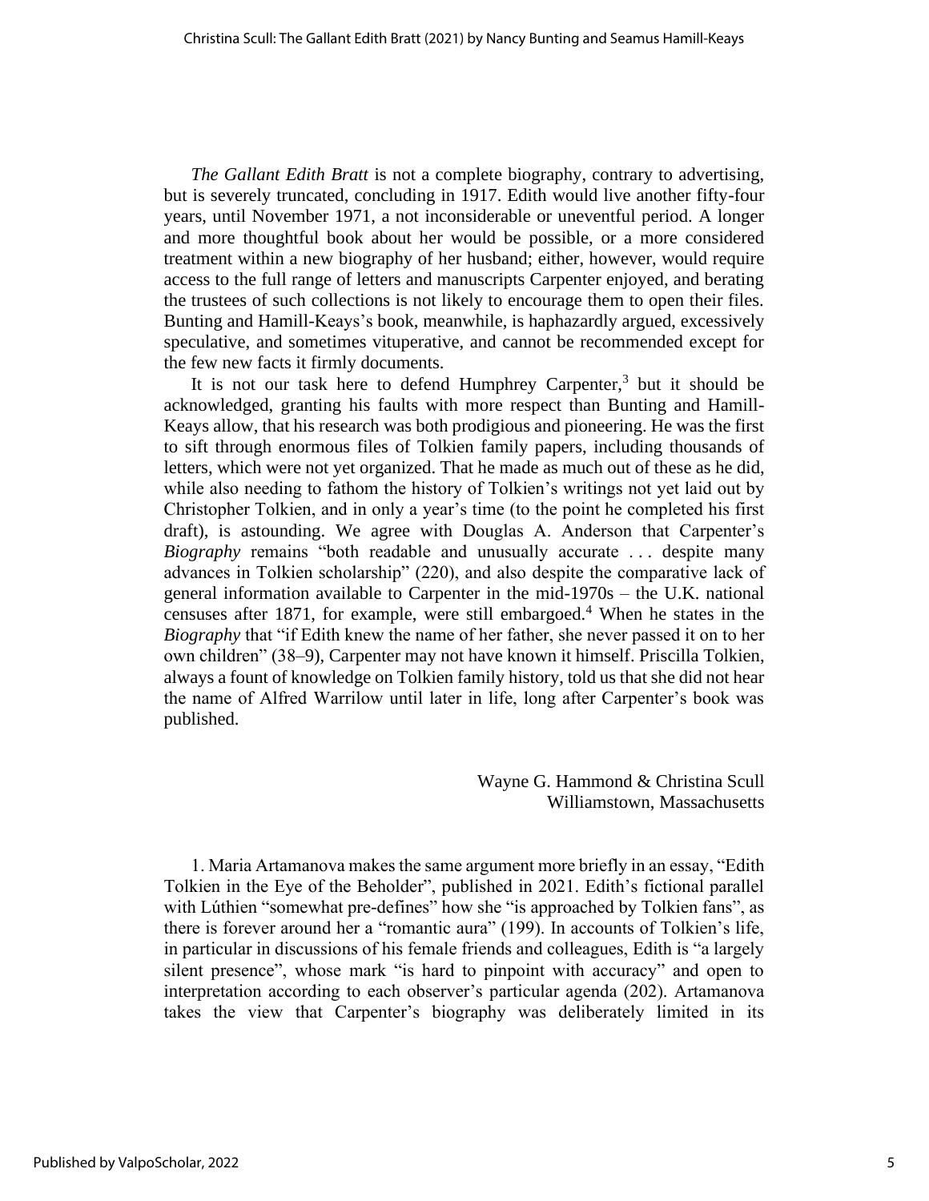*The Gallant Edith Bratt* is not a complete biography, contrary to advertising, but is severely truncated, concluding in 1917. Edith would live another fifty-four years, until November 1971, a not inconsiderable or uneventful period. A longer and more thoughtful book about her would be possible, or a more considered treatment within a new biography of her husband; either, however, would require access to the full range of letters and manuscripts Carpenter enjoyed, and berating the trustees of such collections is not likely to encourage them to open their files. Bunting and Hamill-Keays's book, meanwhile, is haphazardly argued, excessively speculative, and sometimes vituperative, and cannot be recommended except for the few new facts it firmly documents.

It is not our task here to defend Humphrey Carpenter,[3] but it should be acknowledged, granting his faults with more respect than Bunting and Hamill-Keays allow, that his research was both prodigious and pioneering. He was the first to sift through enormous files of Tolkien family papers, including thousands of letters, which were not yet organized. That he made as much out of these as he did, while also needing to fathom the history of Tolkien's writings not yet laid out by Christopher Tolkien, and in only a year's time (to the point he completed his first draft), is astounding. We agree with Douglas A. Anderson that Carpenter's *Biography* remains "both readable and unusually accurate . . . despite many advances in Tolkien scholarship" (220), and also despite the comparative lack of general information available to Carpenter in the mid-1970s – the U.K. national censuses after 1871, for example, were still embargoed.[4] When he states in the *Biography* that "if Edith knew the name of her father, she never passed it on to her own children" (38–9), Carpenter may not have known it himself. Priscilla Tolkien, always a fount of knowledge on Tolkien family history, told us that she did not hear the name of Alfred Warrilow until later in life, long after Carpenter's book was published.

Wayne G. Hammond & Christina Scull
Williamstown, Massachusetts

1. Maria Artamanova makes the same argument more briefly in an essay, "Edith Tolkien in the Eye of the Beholder", published in 2021. Edith's fictional parallel with Lúthien "somewhat pre-defines" how she "is approached by Tolkien fans", as there is forever around her a "romantic aura" (199). In accounts of Tolkien's life, in particular in discussions of his female friends and colleagues, Edith is "a largely silent presence", whose mark "is hard to pinpoint with accuracy" and open to interpretation according to each observer's particular agenda (202). Artamanova takes the view that Carpenter's biography was deliberately limited in its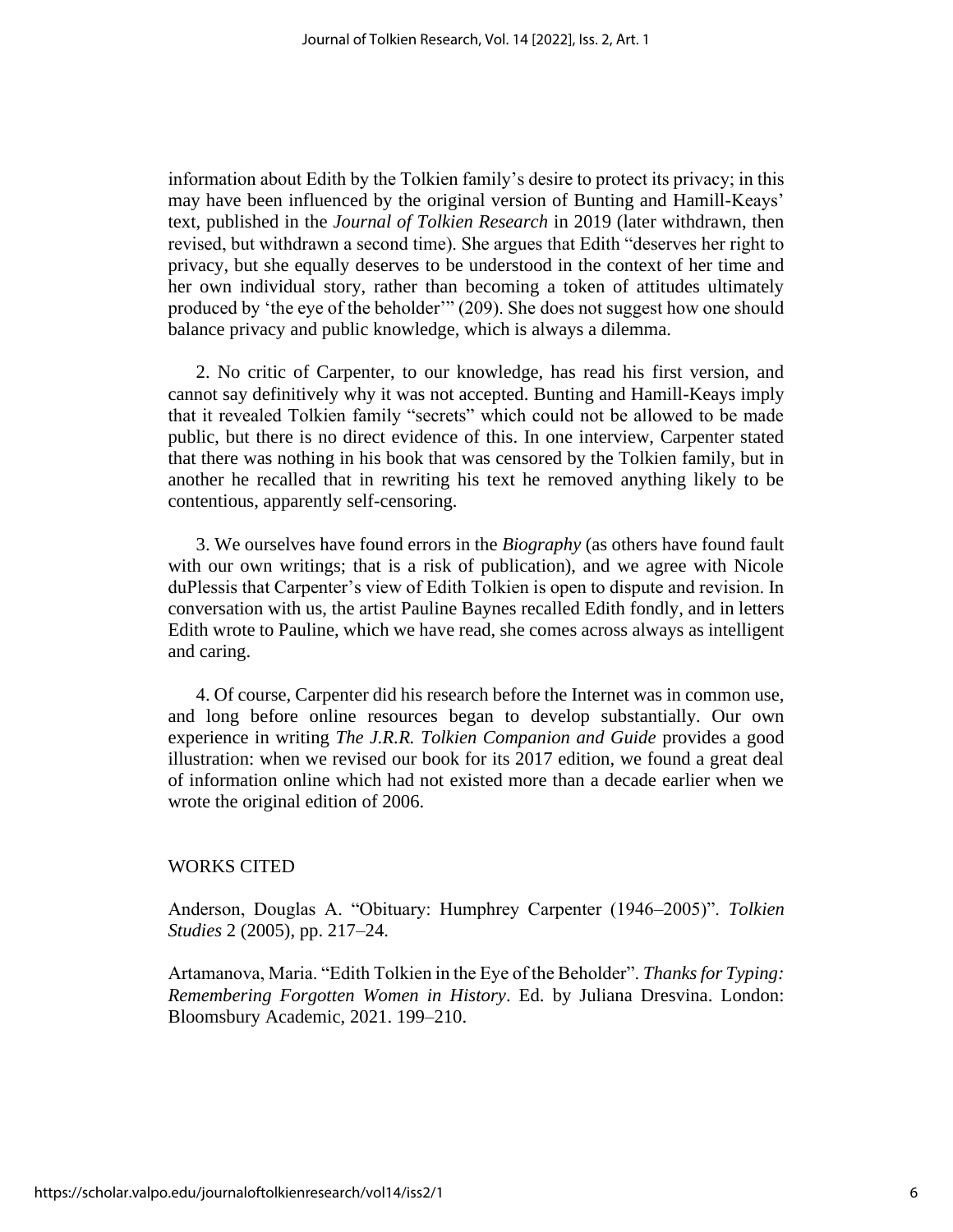information about Edith by the Tolkien family's desire to protect its privacy; in this may have been influenced by the original version of Bunting and Hamill-Keays' text, published in the *Journal of Tolkien Research* in 2019 (later withdrawn, then revised, but withdrawn a second time). She argues that Edith "deserves her right to privacy, but she equally deserves to be understood in the context of her time and her own individual story, rather than becoming a token of attitudes ultimately produced by 'the eye of the beholder'" (209). She does not suggest how one should balance privacy and public knowledge, which is always a dilemma.

2. No critic of Carpenter, to our knowledge, has read his first version, and cannot say definitively why it was not accepted. Bunting and Hamill-Keays imply that it revealed Tolkien family "secrets" which could not be allowed to be made public, but there is no direct evidence of this. In one interview, Carpenter stated that there was nothing in his book that was censored by the Tolkien family, but in another he recalled that in rewriting his text he removed anything likely to be contentious, apparently self-censoring.

3. We ourselves have found errors in the *Biography* (as others have found fault with our own writings; that is a risk of publication), and we agree with Nicole duPlessis that Carpenter's view of Edith Tolkien is open to dispute and revision. In conversation with us, the artist Pauline Baynes recalled Edith fondly, and in letters Edith wrote to Pauline, which we have read, she comes across always as intelligent and caring.

4. Of course, Carpenter did his research before the Internet was in common use, and long before online resources began to develop substantially. Our own experience in writing *The J.R.R. Tolkien Companion and Guide* provides a good illustration: when we revised our book for its 2017 edition, we found a great deal of information online which had not existed more than a decade earlier when we wrote the original edition of 2006.

## WORKS CITED

Anderson, Douglas A. "Obituary: Humphrey Carpenter (1946–2005)". *Tolkien Studies* 2 (2005), pp. 217–24.

Artamanova, Maria. "Edith Tolkien in the Eye of the Beholder". *Thanks for Typing: Remembering Forgotten Women in History*. Ed. by Juliana Dresvina. London: Bloomsbury Academic, 2021. 199–210.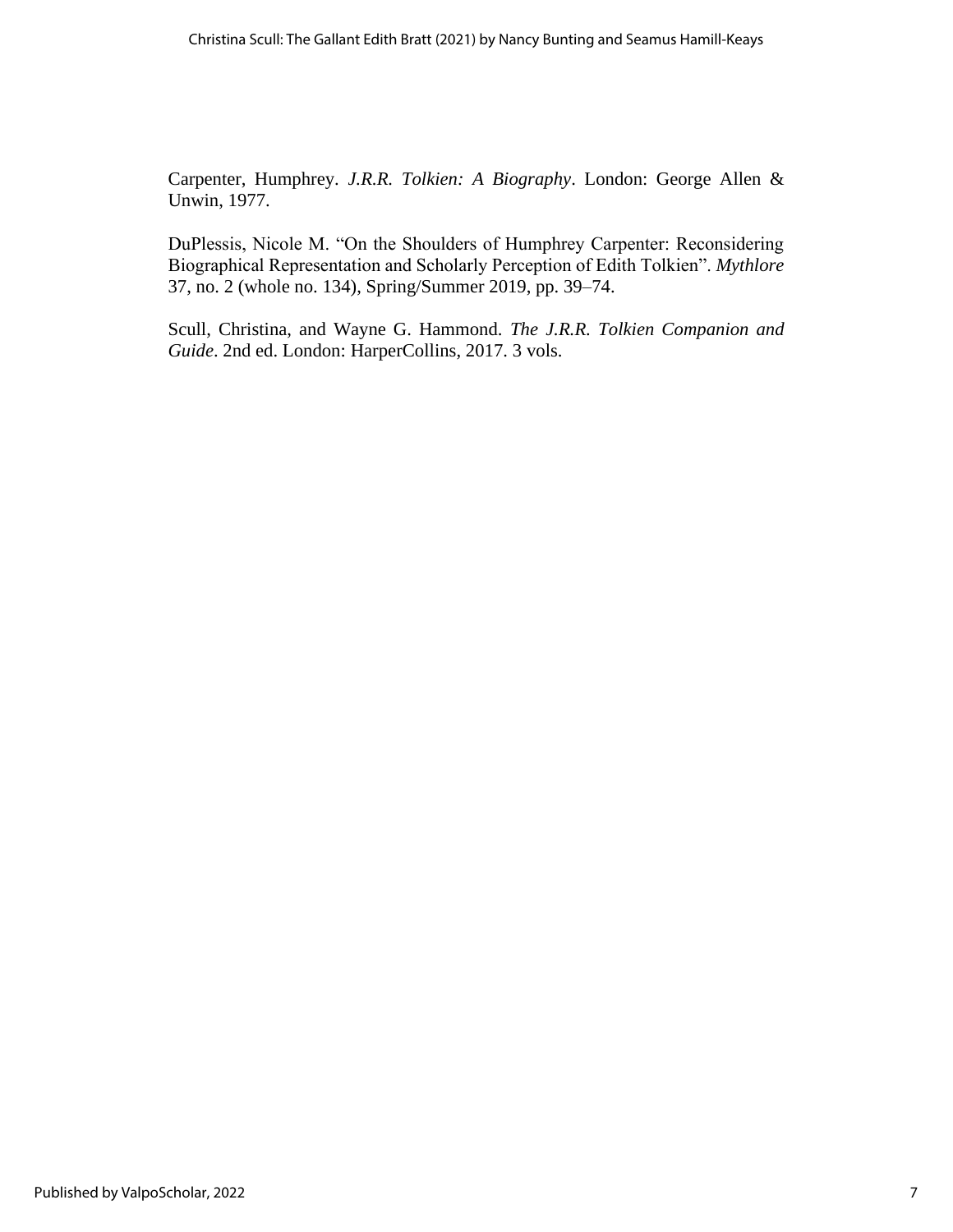Carpenter, Humphrey. *J.R.R. Tolkien: A Biography*. London: George Allen & Unwin, 1977.

DuPlessis, Nicole M. "On the Shoulders of Humphrey Carpenter: Reconsidering Biographical Representation and Scholarly Perception of Edith Tolkien". *Mythlore* 37, no. 2 (whole no. 134), Spring/Summer 2019, pp. 39–74.

Scull, Christina, and Wayne G. Hammond. *The J.R.R. Tolkien Companion and Guide*. 2nd ed. London: HarperCollins, 2017. 3 vols.